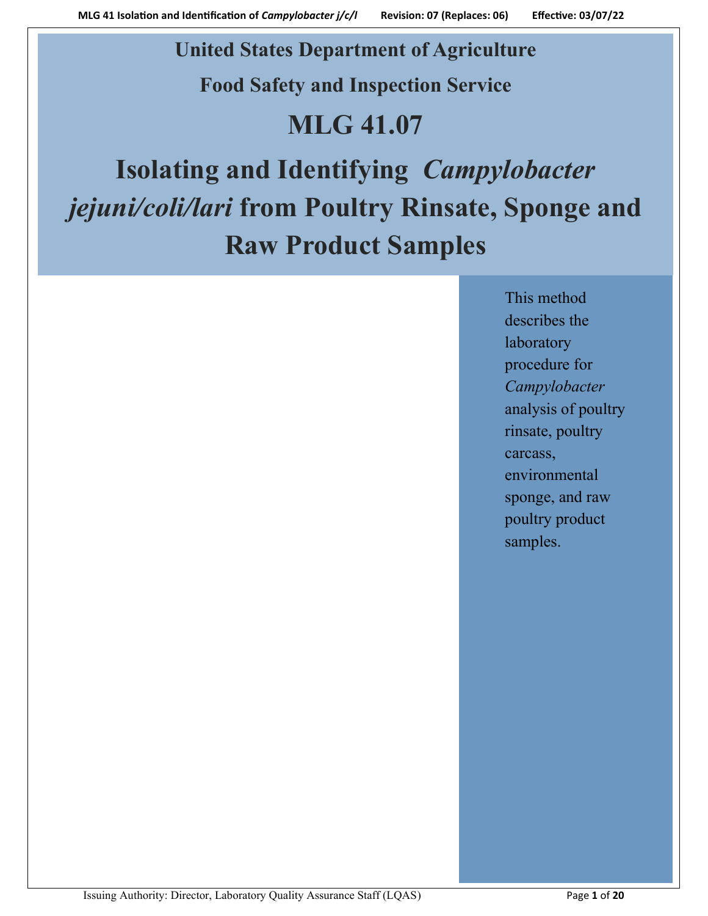# United States Department of Agriculture

# Food Safety and Inspection Service

# MLG 41.07

# Isolating and Identifying *Campylobacter jejuni/coli/lari* from Poultry Rinsate, Sponge and Raw Product Samples

This method describes the laboratory procedure for *Campylobacter* analysis of poultry rinsate, poultry carcass, environmental sponge, and raw poultry product samples.

Issuing Authority: Director, Laboratory Quality Assurance Staff (LQAS)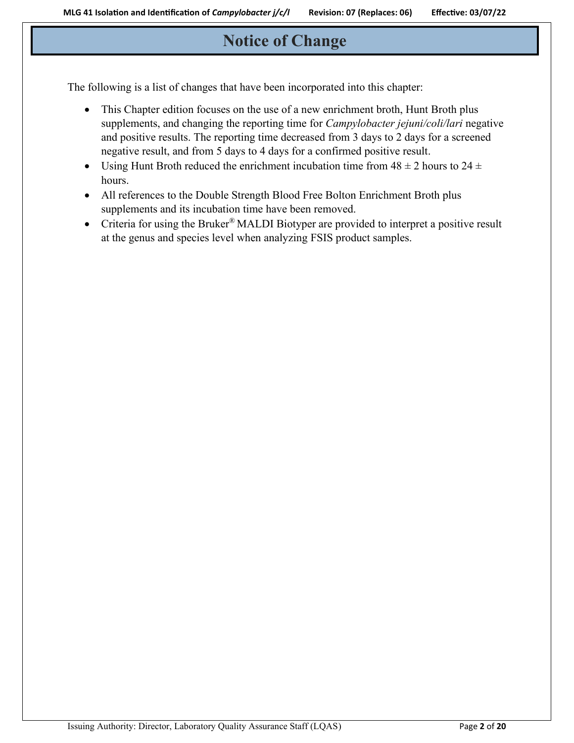# Notice of Change

The following is a list of changes that have been incorporated into this chapter:

- This Chapter edition focuses on the use of a new enrichment broth, Hunt Broth plus supplements, and changing the reporting time for *Campylobacter jejuni/coli/lari* negative and positive results. The reporting time decreased from 3 days to 2 days for a screened negative result, and from 5 days to 4 days for a confirmed positive result.
- Using Hunt Broth reduced the enrichment incubation time from 48 ± 2 hours to 24 ± hours.
- All references to the Double Strength Blood Free Bolton Enrichment Broth plus supplements and its incubation time have been removed.
- Criteria for using the Bruker® MALDI Biotyper are provided to interpret a positive result at the genus and species level when analyzing FSIS product samples.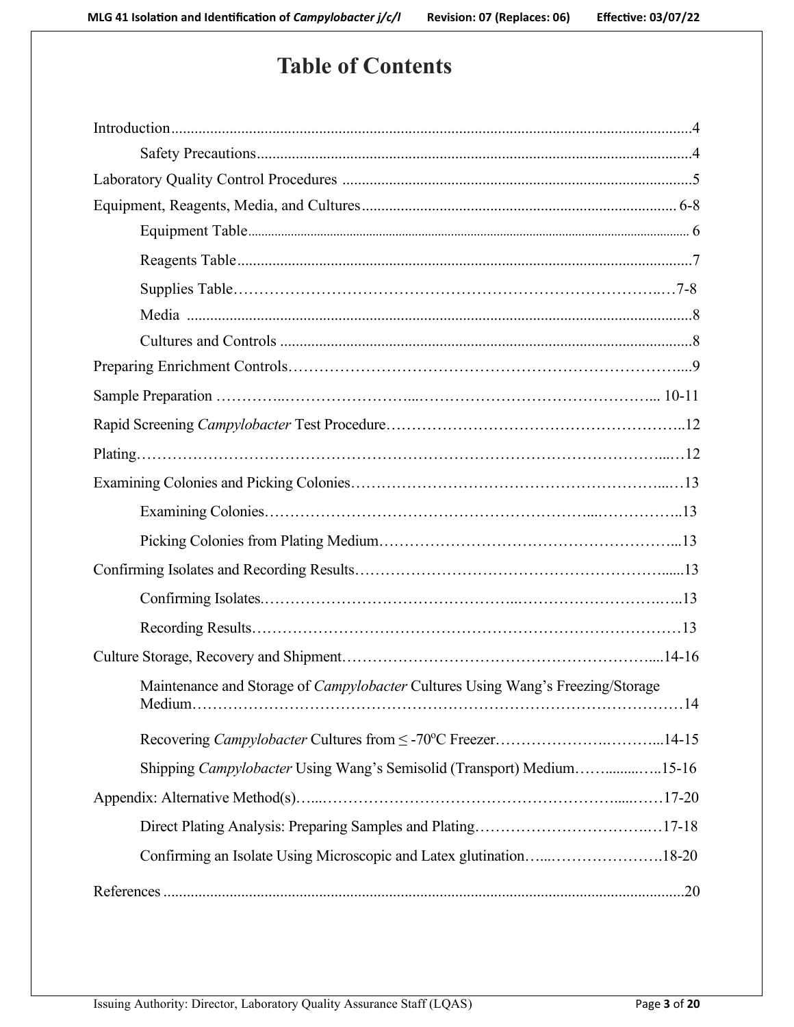# Table of Contents

Introduction ........................................................................ 4

- Safety Precautions ........................................................................ 4

Laboratory Quality Control Procedures ........................................................................ 5

Equipment, Reagents, Media, and Cultures ........................................................................ 6-8

- Equipment Table ........................................................................ 6
- Reagents Table ........................................................................ 7
- Supplies Table ........................................................................ 7-8
- Media ........................................................................ 8
- Cultures and Controls ........................................................................ 8

Preparing Enrichment Controls ........................................................................ 9

Sample Preparation ........................................................................ 10-11

Rapid Screening *Campylobacter* Test Procedure ........................................................................ 12

Plating ........................................................................ 12

Examining Colonies and Picking Colonies ........................................................................ 13

- Examining Colonies ........................................................................ 13
- Picking Colonies from Plating Medium ........................................................................ 13

Confirming Isolates and Recording Results ........................................................................ 13

- Confirming Isolates ........................................................................ 13
- Recording Results ........................................................................ 13

Culture Storage, Recovery and Shipment ........................................................................ 14-16

- Maintenance and Storage of *Campylobacter* Cultures Using Wang's Freezing/Storage Medium ........................................................................ 14
- Recovering *Campylobacter* Cultures from ≤ -70ºC Freezer ........................................................................ 14-15
- Shipping *Campylobacter* Using Wang's Semisolid (Transport) Medium ........................................................................ 15-16

Appendix: Alternative Method(s) ........................................................................ 17-20

- Direct Plating Analysis: Preparing Samples and Plating ........................................................................ 17-18
- Confirming an Isolate Using Microscopic and Latex glutination ........................................................................ 18-20

References ........................................................................ 20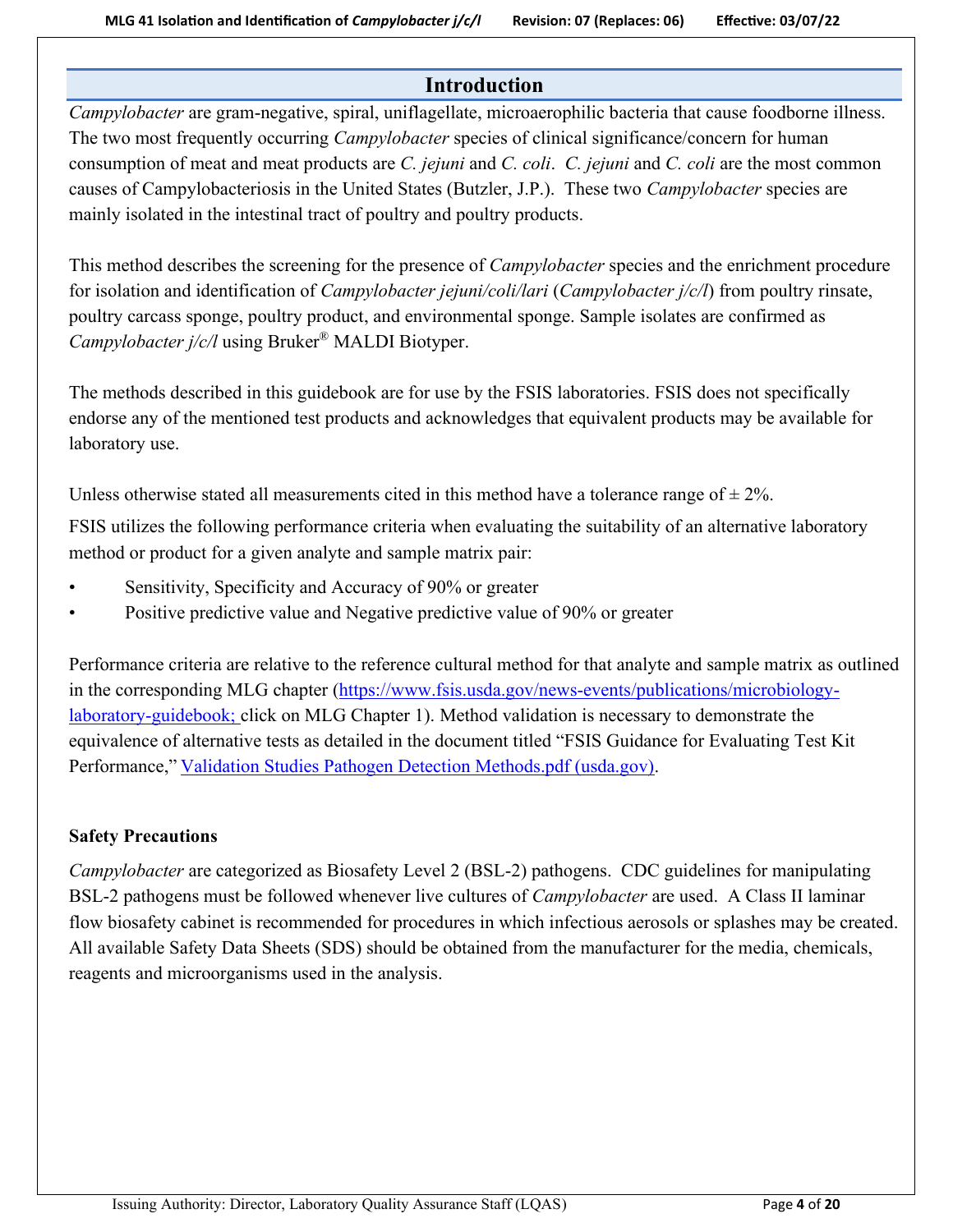## Introduction

*Campylobacter* are gram-negative, spiral, uniflagellate, microaerophilic bacteria that cause foodborne illness. The two most frequently occurring *Campylobacter* species of clinical significance/concern for human consumption of meat and meat products are *C. jejuni* and *C. coli*. *C. jejuni* and *C. coli* are the most common causes of Campylobacteriosis in the United States (Butzler, J.P.). These two *Campylobacter* species are mainly isolated in the intestinal tract of poultry and poultry products.

This method describes the screening for the presence of *Campylobacter* species and the enrichment procedure for isolation and identification of *Campylobacter jejuni/coli/lari* (*Campylobacter j/c/l*) from poultry rinsate, poultry carcass sponge, poultry product, and environmental sponge. Sample isolates are confirmed as *Campylobacter j/c/l* using Bruker® MALDI Biotyper.

The methods described in this guidebook are for use by the FSIS laboratories. FSIS does not specifically endorse any of the mentioned test products and acknowledges that equivalent products may be available for laboratory use.

Unless otherwise stated all measurements cited in this method have a tolerance range of ± 2%.

FSIS utilizes the following performance criteria when evaluating the suitability of an alternative laboratory method or product for a given analyte and sample matrix pair:

- Sensitivity, Specificity and Accuracy of 90% or greater
- Positive predictive value and Negative predictive value of 90% or greater

Performance criteria are relative to the reference cultural method for that analyte and sample matrix as outlined in the corresponding MLG chapter ([https://www.fsis.usda.gov/news-events/publications/microbiology-laboratory-guidebook;](https://www.fsis.usda.gov/news-events/publications/microbiology-laboratory-guidebook) click on MLG Chapter 1). Method validation is necessary to demonstrate the equivalence of alternative tests as detailed in the document titled "FSIS Guidance for Evaluating Test Kit Performance," Validation Studies Pathogen Detection Methods.pdf (usda.gov).

**Safety Precautions**

*Campylobacter* are categorized as Biosafety Level 2 (BSL-2) pathogens. CDC guidelines for manipulating BSL-2 pathogens must be followed whenever live cultures of *Campylobacter* are used. A Class II laminar flow biosafety cabinet is recommended for procedures in which infectious aerosols or splashes may be created. All available Safety Data Sheets (SDS) should be obtained from the manufacturer for the media, chemicals, reagents and microorganisms used in the analysis.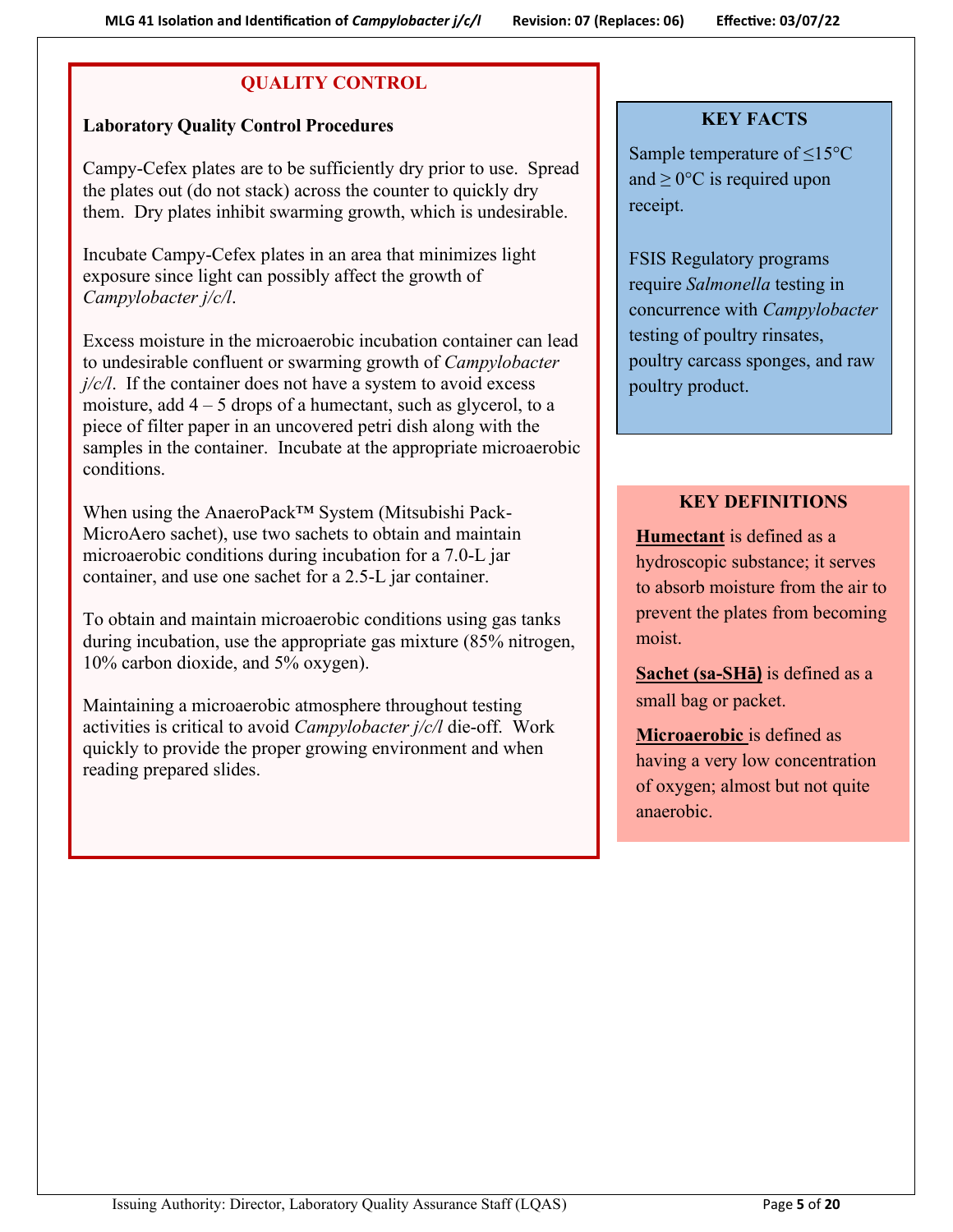## QUALITY CONTROL

### Laboratory Quality Control Procedures

Campy-Cefex plates are to be sufficiently dry prior to use. Spread the plates out (do not stack) across the counter to quickly dry them. Dry plates inhibit swarming growth, which is undesirable.

Incubate Campy-Cefex plates in an area that minimizes light exposure since light can possibly affect the growth of *Campylobacter j/c/l*.

Excess moisture in the microaerobic incubation container can lead to undesirable confluent or swarming growth of *Campylobacter j/c/l*. If the container does not have a system to avoid excess moisture, add 4 – 5 drops of a humectant, such as glycerol, to a piece of filter paper in an uncovered petri dish along with the samples in the container. Incubate at the appropriate microaerobic conditions.

When using the AnaeroPack™ System (Mitsubishi Pack-MicroAero sachet), use two sachets to obtain and maintain microaerobic conditions during incubation for a 7.0-L jar container, and use one sachet for a 2.5-L jar container.

To obtain and maintain microaerobic conditions using gas tanks during incubation, use the appropriate gas mixture (85% nitrogen, 10% carbon dioxide, and 5% oxygen).

Maintaining a microaerobic atmosphere throughout testing activities is critical to avoid *Campylobacter j/c/l* die-off. Work quickly to provide the proper growing environment and when reading prepared slides.

### KEY FACTS

Sample temperature of ≤15°C and ≥ 0°C is required upon receipt.

FSIS Regulatory programs require *Salmonella* testing in concurrence with *Campylobacter* testing of poultry rinsates, poultry carcass sponges, and raw poultry product.

### KEY DEFINITIONS

**Humectant** is defined as a hydroscopic substance; it serves to absorb moisture from the air to prevent the plates from becoming moist.

**Sachet (sa-SHā)** is defined as a small bag or packet.

**Microaerobic** is defined as having a very low concentration of oxygen; almost but not quite anaerobic.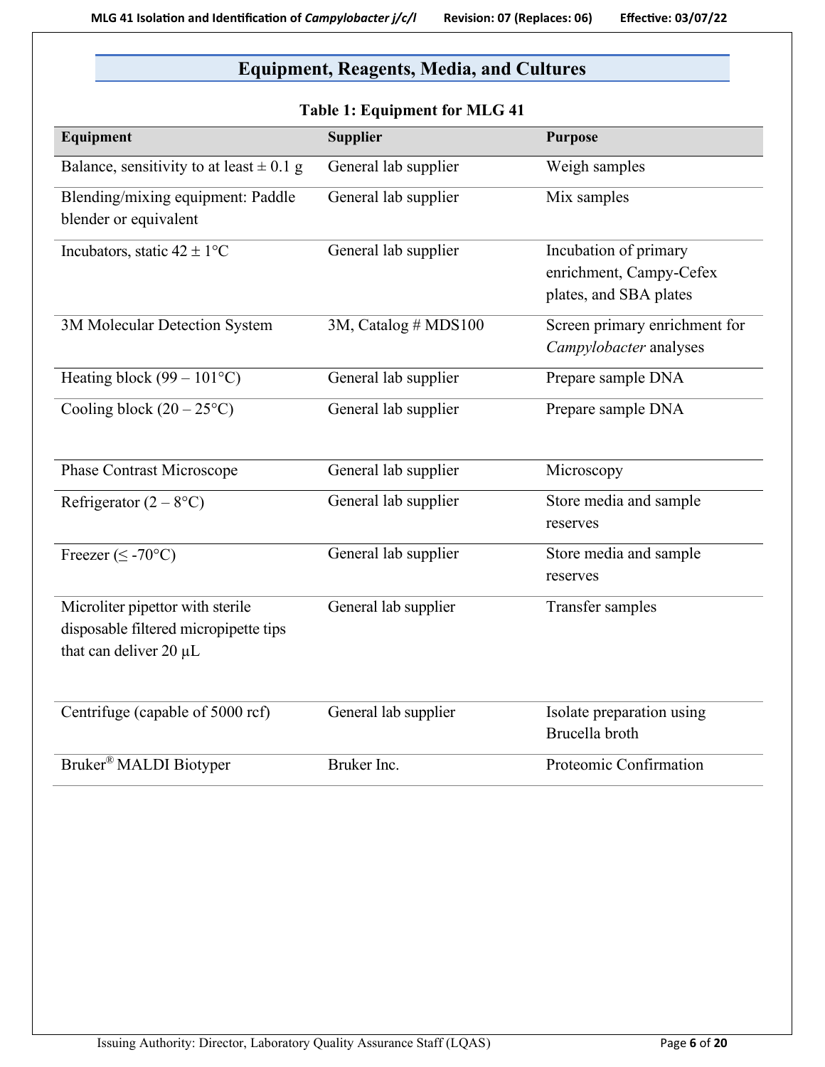## Equipment, Reagents, Media, and Cultures

**Table 1: Equipment for MLG 41**

| Equipment | Supplier | Purpose |
|---|---|---|
| Balance, sensitivity to at least ± 0.1 g | General lab supplier | Weigh samples |
| Blending/mixing equipment: Paddle blender or equivalent | General lab supplier | Mix samples |
| Incubators, static 42 ± 1°C | General lab supplier | Incubation of primary enrichment, Campy-Cefex plates, and SBA plates |
| 3M Molecular Detection System | 3M, Catalog # MDS100 | Screen primary enrichment for *Campylobacter* analyses |
| Heating block (99 – 101°C) | General lab supplier | Prepare sample DNA |
| Cooling block (20 – 25°C) | General lab supplier | Prepare sample DNA |
| Phase Contrast Microscope | General lab supplier | Microscopy |
| Refrigerator (2 – 8°C) | General lab supplier | Store media and sample reserves |
| Freezer (≤ -70°C) | General lab supplier | Store media and sample reserves |
| Microliter pipettor with sterile disposable filtered micropipette tips that can deliver 20 µL | General lab supplier | Transfer samples |
| Centrifuge (capable of 5000 rcf) | General lab supplier | Isolate preparation using Brucella broth |
| Bruker® MALDI Biotyper | Bruker Inc. | Proteomic Confirmation |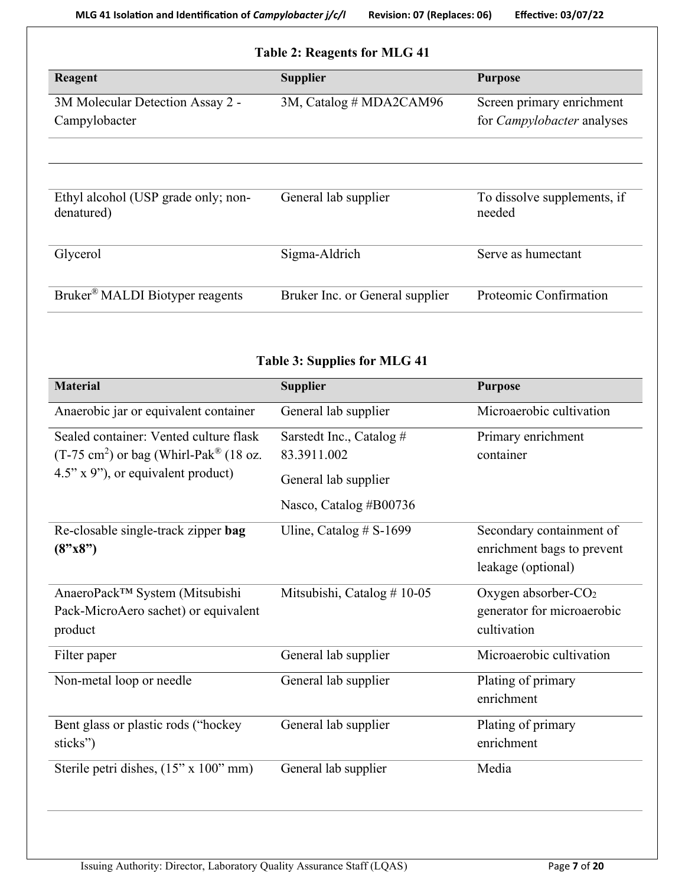**Table 2: Reagents for MLG 41**

| Reagent | Supplier | Purpose |
|---|---|---|
| 3M Molecular Detection Assay 2 - Campylobacter | 3M, Catalog # MDA2CAM96 | Screen primary enrichment for *Campylobacter* analyses |
| | | |
| Ethyl alcohol (USP grade only; non-denatured) | General lab supplier | To dissolve supplements, if needed |
| Glycerol | Sigma-Aldrich | Serve as humectant |
| Bruker® MALDI Biotyper reagents | Bruker Inc. or General supplier | Proteomic Confirmation |

**Table 3: Supplies for MLG 41**

| Material | Supplier | Purpose |
|---|---|---|
| Anaerobic jar or equivalent container | General lab supplier | Microaerobic cultivation |
| Sealed container: Vented culture flask (T-75 $cm^2$) or bag (Whirl-Pak® (18 oz. 4.5" x 9"), or equivalent product) | Sarstedt Inc., Catalog # 83.3911.002<br>General lab supplier<br>Nasco, Catalog #B00736 | Primary enrichment container |
| Re-closable single-track zipper **bag (8"x8")** | Uline, Catalog # S-1699 | Secondary containment of enrichment bags to prevent leakage (optional) |
| AnaeroPack™ System (Mitsubishi Pack-MicroAero sachet) or equivalent product | Mitsubishi, Catalog # 10-05 | Oxygen absorber-$CO_2$ generator for microaerobic cultivation |
| Filter paper | General lab supplier | Microaerobic cultivation |
| Non-metal loop or needle | General lab supplier | Plating of primary enrichment |
| Bent glass or plastic rods ("hockey sticks") | General lab supplier | Plating of primary enrichment |
| Sterile petri dishes, (15" x 100" mm) | General lab supplier | Media |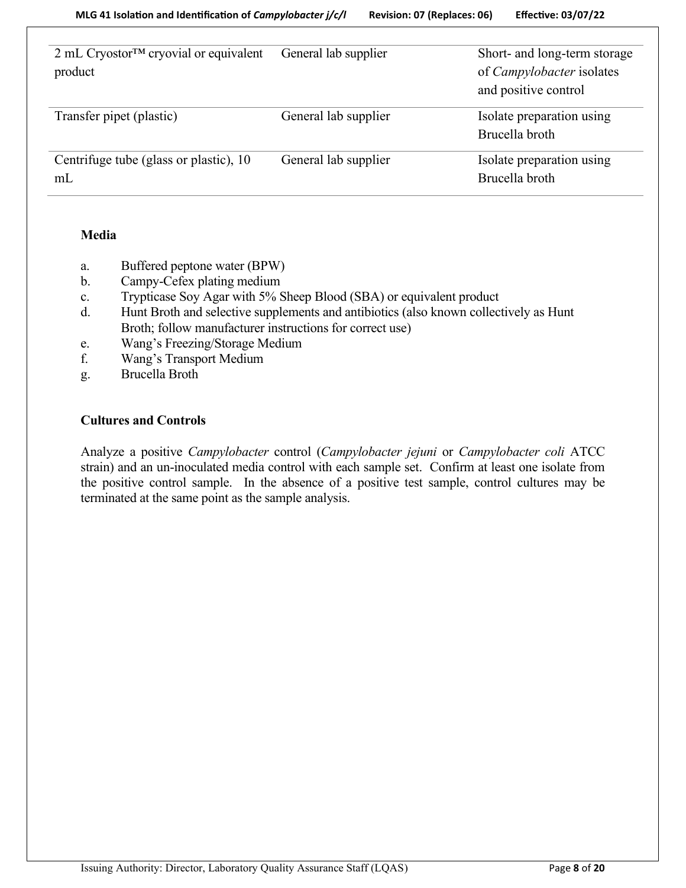| | | |
|---|---|---|
| 2 mL Cryostor™ cryovial or equivalent product | General lab supplier | Short- and long-term storage of *Campylobacter* isolates and positive control |
| Transfer pipet (plastic) | General lab supplier | Isolate preparation using Brucella broth |
| Centrifuge tube (glass or plastic), 10 mL | General lab supplier | Isolate preparation using Brucella broth |

**Media**

a. Buffered peptone water (BPW)
b. Campy-Cefex plating medium
c. Trypticase Soy Agar with 5% Sheep Blood (SBA) or equivalent product
d. Hunt Broth and selective supplements and antibiotics (also known collectively as Hunt Broth; follow manufacturer instructions for correct use)
e. Wang's Freezing/Storage Medium
f. Wang's Transport Medium
g. Brucella Broth

**Cultures and Controls**

Analyze a positive *Campylobacter* control (*Campylobacter jejuni* or *Campylobacter coli* ATCC strain) and an un-inoculated media control with each sample set. Confirm at least one isolate from the positive control sample. In the absence of a positive test sample, control cultures may be terminated at the same point as the sample analysis.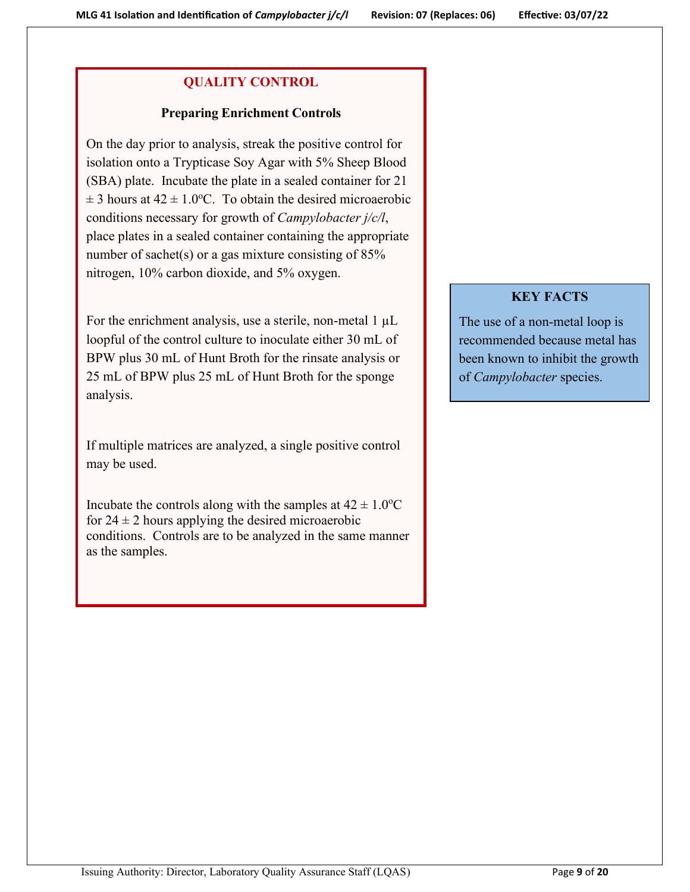## QUALITY CONTROL

### Preparing Enrichment Controls

On the day prior to analysis, streak the positive control for isolation onto a Trypticase Soy Agar with 5% Sheep Blood (SBA) plate. Incubate the plate in a sealed container for 21 ± 3 hours at 42 ± 1.0ºC. To obtain the desired microaerobic conditions necessary for growth of *Campylobacter j/c/l*, place plates in a sealed container containing the appropriate number of sachet(s) or a gas mixture consisting of 85% nitrogen, 10% carbon dioxide, and 5% oxygen.

For the enrichment analysis, use a sterile, non-metal 1 µL loopful of the control culture to inoculate either 30 mL of BPW plus 30 mL of Hunt Broth for the rinsate analysis or 25 mL of BPW plus 25 mL of Hunt Broth for the sponge analysis.

If multiple matrices are analyzed, a single positive control may be used.

Incubate the controls along with the samples at 42 ± 1.0ºC for 24 ± 2 hours applying the desired microaerobic conditions. Controls are to be analyzed in the same manner as the samples.

**KEY FACTS**

The use of a non-metal loop is recommended because metal has been known to inhibit the growth of *Campylobacter* species.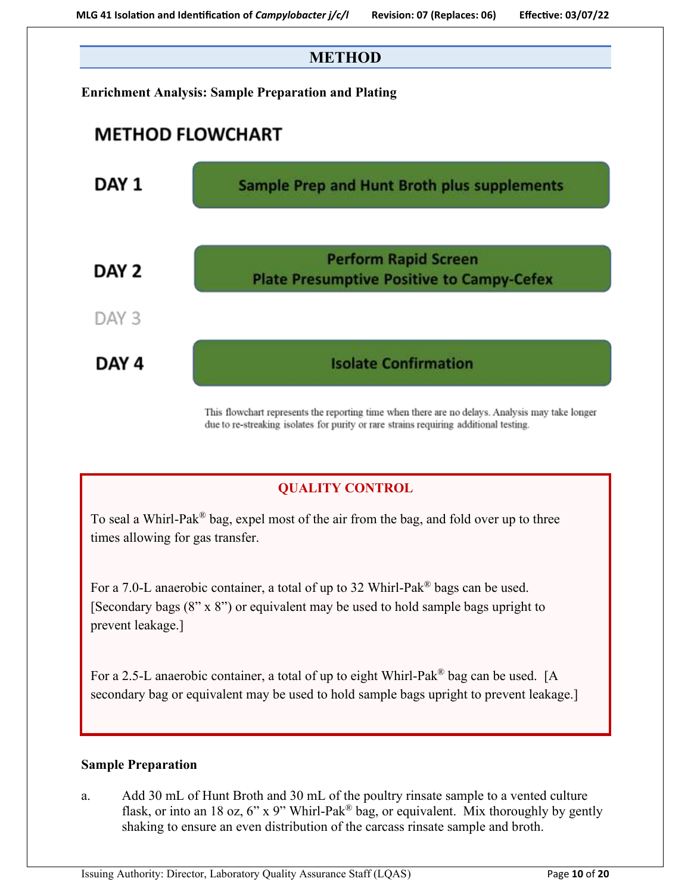## METHOD

**Enrichment Analysis: Sample Preparation and Plating**

### METHOD FLOWCHART

| | |
|---|---|
| **DAY 1** | Sample Prep and Hunt Broth plus supplements |
| **DAY 2** | Perform Rapid Screen<br>Plate Presumptive Positive to Campy-Cefex |
| DAY 3 | |
| **DAY 4** | Isolate Confirmation |

This flowchart represents the reporting time when there are no delays. Analysis may take longer due to re-streaking isolates for purity or rare strains requiring additional testing.

> **QUALITY CONTROL**
>
> To seal a Whirl-Pak® bag, expel most of the air from the bag, and fold over up to three times allowing for gas transfer.
>
> For a 7.0-L anaerobic container, a total of up to 32 Whirl-Pak® bags can be used. [Secondary bags (8" x 8") or equivalent may be used to hold sample bags upright to prevent leakage.]
>
> For a 2.5-L anaerobic container, a total of up to eight Whirl-Pak® bag can be used. [A secondary bag or equivalent may be used to hold sample bags upright to prevent leakage.]

**Sample Preparation**

a. Add 30 mL of Hunt Broth and 30 mL of the poultry rinsate sample to a vented culture flask, or into an 18 oz, 6" x 9" Whirl-Pak® bag, or equivalent. Mix thoroughly by gently shaking to ensure an even distribution of the carcass rinsate sample and broth.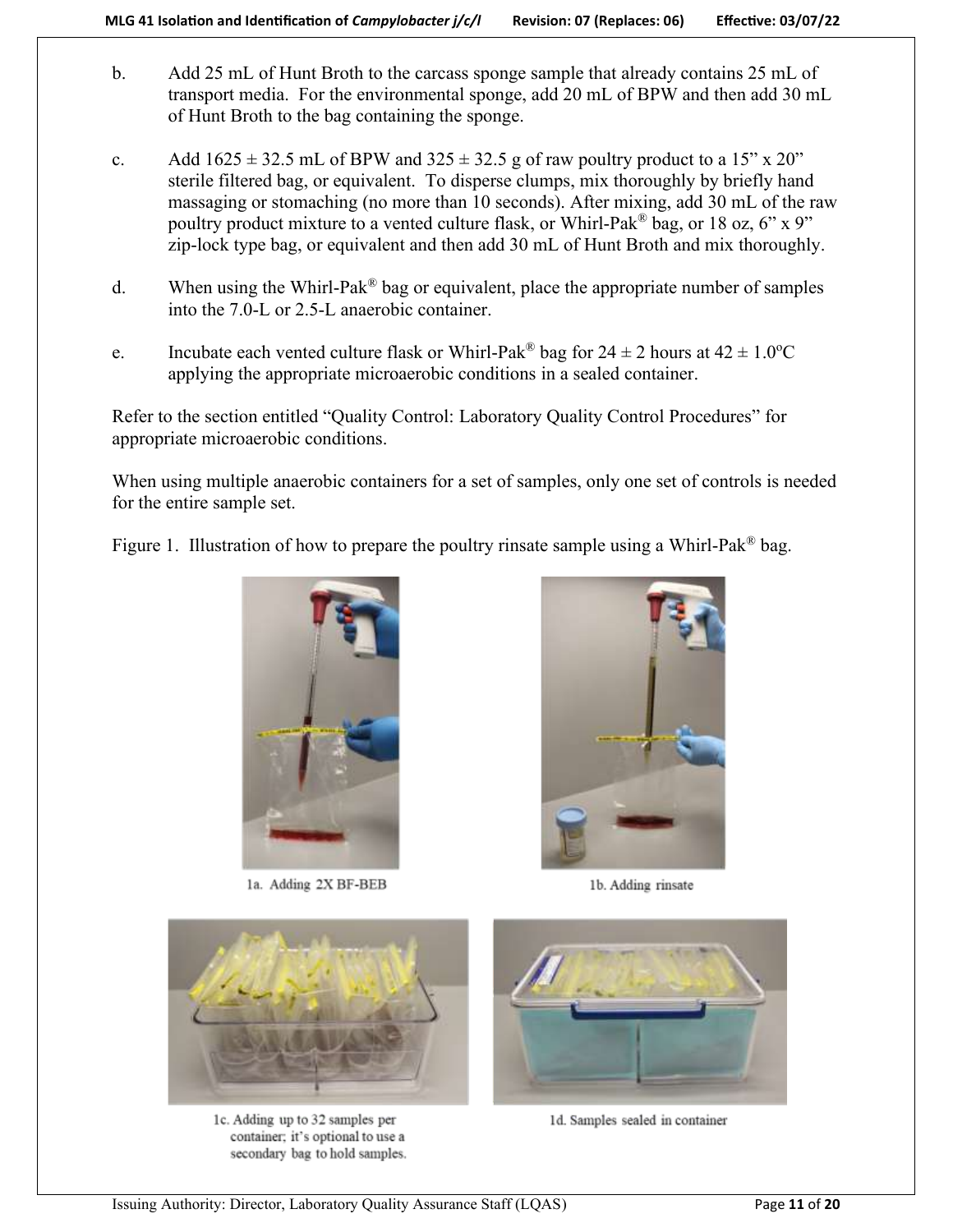b. Add 25 mL of Hunt Broth to the carcass sponge sample that already contains 25 mL of transport media. For the environmental sponge, add 20 mL of BPW and then add 30 mL of Hunt Broth to the bag containing the sponge.

c. Add 1625 ± 32.5 mL of BPW and 325 ± 32.5 g of raw poultry product to a 15" x 20" sterile filtered bag, or equivalent. To disperse clumps, mix thoroughly by briefly hand massaging or stomaching (no more than 10 seconds). After mixing, add 30 mL of the raw poultry product mixture to a vented culture flask, or Whirl-Pak® bag, or 18 oz, 6" x 9" zip-lock type bag, or equivalent and then add 30 mL of Hunt Broth and mix thoroughly.

d. When using the Whirl-Pak® bag or equivalent, place the appropriate number of samples into the 7.0-L or 2.5-L anaerobic container.

e. Incubate each vented culture flask or Whirl-Pak® bag for 24 ± 2 hours at 42 ± 1.0°C applying the appropriate microaerobic conditions in a sealed container.

Refer to the section entitled "Quality Control: Laboratory Quality Control Procedures" for appropriate microaerobic conditions.

When using multiple anaerobic containers for a set of samples, only one set of controls is needed for the entire sample set.

Figure 1. Illustration of how to prepare the poultry rinsate sample using a Whirl-Pak® bag.

1a. Adding 2X BF-BEB

1b. Adding rinsate

1c. Adding up to 32 samples per container; it's optional to use a secondary bag to hold samples.

1d. Samples sealed in container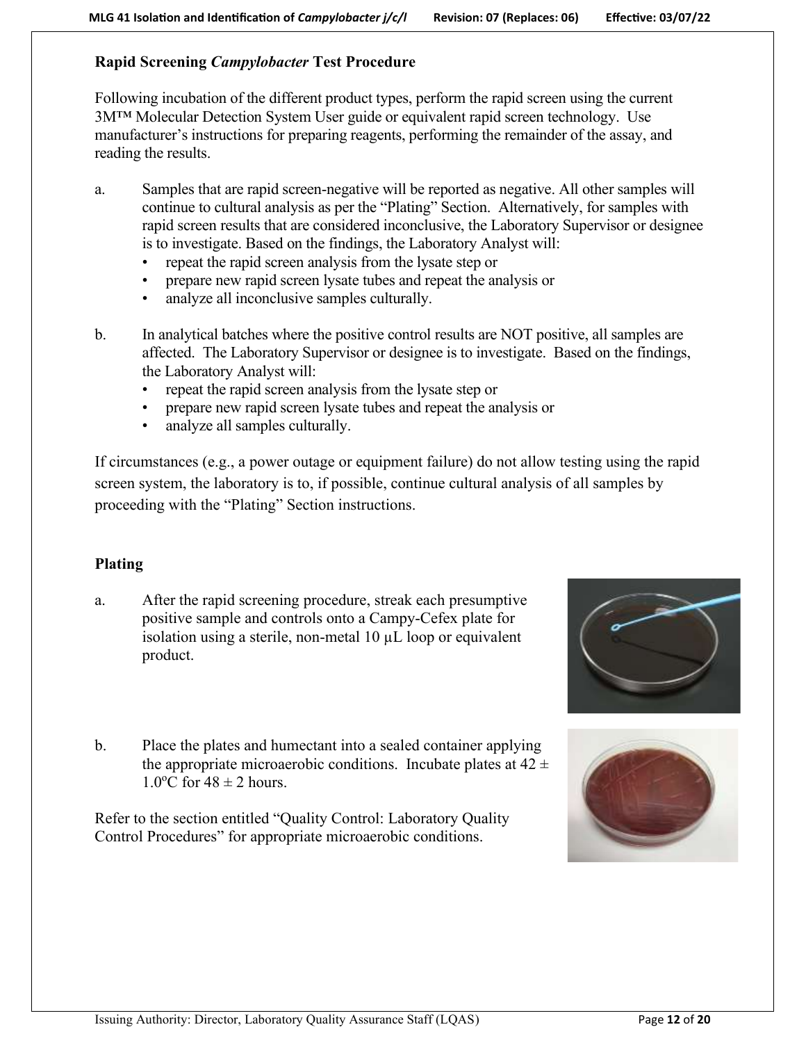**Rapid Screening *Campylobacter* Test Procedure**

Following incubation of the different product types, perform the rapid screen using the current 3M™ Molecular Detection System User guide or equivalent rapid screen technology. Use manufacturer's instructions for preparing reagents, performing the remainder of the assay, and reading the results.

a. Samples that are rapid screen-negative will be reported as negative. All other samples will continue to cultural analysis as per the "Plating" Section. Alternatively, for samples with rapid screen results that are considered inconclusive, the Laboratory Supervisor or designee is to investigate. Based on the findings, the Laboratory Analyst will:
   - repeat the rapid screen analysis from the lysate step or
   - prepare new rapid screen lysate tubes and repeat the analysis or
   - analyze all inconclusive samples culturally.

b. In analytical batches where the positive control results are NOT positive, all samples are affected. The Laboratory Supervisor or designee is to investigate. Based on the findings, the Laboratory Analyst will:
   - repeat the rapid screen analysis from the lysate step or
   - prepare new rapid screen lysate tubes and repeat the analysis or
   - analyze all samples culturally.

If circumstances (e.g., a power outage or equipment failure) do not allow testing using the rapid screen system, the laboratory is to, if possible, continue cultural analysis of all samples by proceeding with the "Plating" Section instructions.

**Plating**

a. After the rapid screening procedure, streak each presumptive positive sample and controls onto a Campy-Cefex plate for isolation using a sterile, non-metal 10 µL loop or equivalent product.

b. Place the plates and humectant into a sealed container applying the appropriate microaerobic conditions. Incubate plates at 42 ± 1.0°C for 48 ± 2 hours.

Refer to the section entitled "Quality Control: Laboratory Quality Control Procedures" for appropriate microaerobic conditions.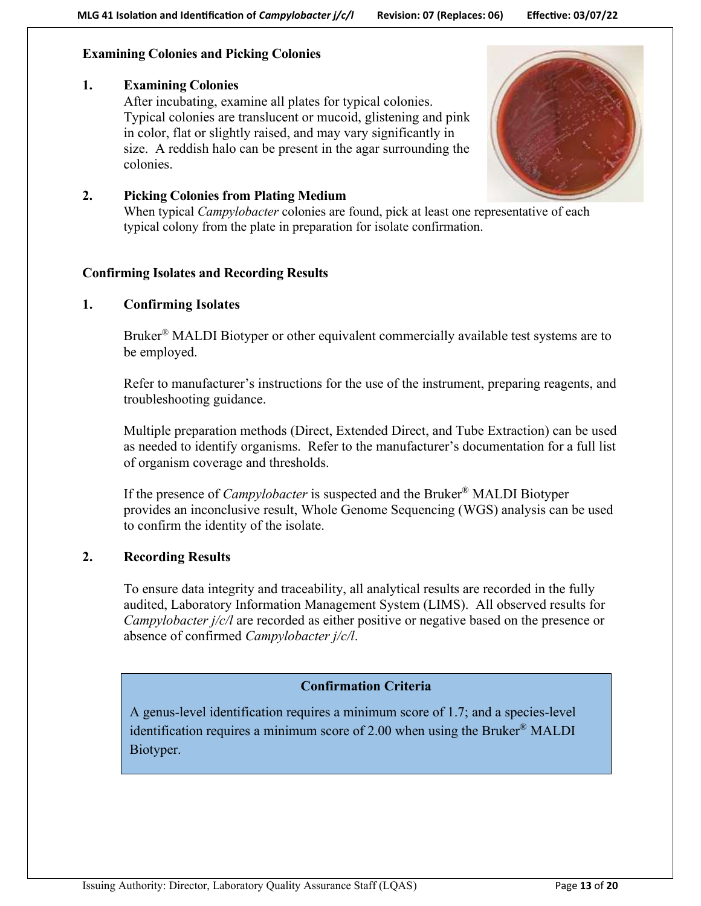### Examining Colonies and Picking Colonies

**1. Examining Colonies**

After incubating, examine all plates for typical colonies. Typical colonies are translucent or mucoid, glistening and pink in color, flat or slightly raised, and may vary significantly in size. A reddish halo can be present in the agar surrounding the colonies.

**2. Picking Colonies from Plating Medium**

When typical *Campylobacter* colonies are found, pick at least one representative of each typical colony from the plate in preparation for isolate confirmation.

### Confirming Isolates and Recording Results

**1. Confirming Isolates**

Bruker® MALDI Biotyper or other equivalent commercially available test systems are to be employed.

Refer to manufacturer's instructions for the use of the instrument, preparing reagents, and troubleshooting guidance.

Multiple preparation methods (Direct, Extended Direct, and Tube Extraction) can be used as needed to identify organisms. Refer to the manufacturer's documentation for a full list of organism coverage and thresholds.

If the presence of *Campylobacter* is suspected and the Bruker® MALDI Biotyper provides an inconclusive result, Whole Genome Sequencing (WGS) analysis can be used to confirm the identity of the isolate.

**2. Recording Results**

To ensure data integrity and traceability, all analytical results are recorded in the fully audited, Laboratory Information Management System (LIMS). All observed results for *Campylobacter j/c/l* are recorded as either positive or negative based on the presence or absence of confirmed *Campylobacter j/c/l*.

**Confirmation Criteria**

A genus-level identification requires a minimum score of 1.7; and a species-level identification requires a minimum score of 2.00 when using the Bruker® MALDI Biotyper.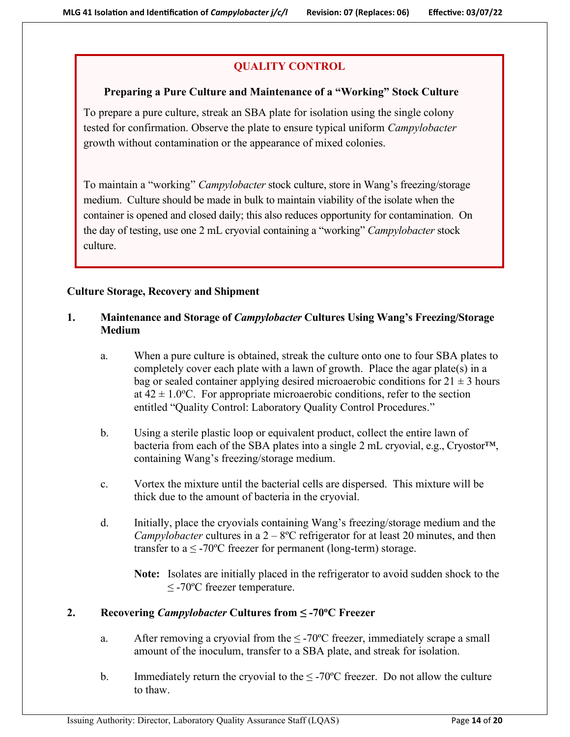## QUALITY CONTROL

### Preparing a Pure Culture and Maintenance of a "Working" Stock Culture

To prepare a pure culture, streak an SBA plate for isolation using the single colony tested for confirmation. Observe the plate to ensure typical uniform *Campylobacter* growth without contamination or the appearance of mixed colonies.

To maintain a "working" *Campylobacter* stock culture, store in Wang's freezing/storage medium. Culture should be made in bulk to maintain viability of the isolate when the container is opened and closed daily; this also reduces opportunity for contamination. On the day of testing, use one 2 mL cryovial containing a "working" *Campylobacter* stock culture.

**Culture Storage, Recovery and Shipment**

1. **Maintenance and Storage of *Campylobacter* Cultures Using Wang's Freezing/Storage Medium**

   a. When a pure culture is obtained, streak the culture onto one to four SBA plates to completely cover each plate with a lawn of growth. Place the agar plate(s) in a bag or sealed container applying desired microaerobic conditions for 21 ± 3 hours at 42 ± 1.0ºC. For appropriate microaerobic conditions, refer to the section entitled "Quality Control: Laboratory Quality Control Procedures."

   b. Using a sterile plastic loop or equivalent product, collect the entire lawn of bacteria from each of the SBA plates into a single 2 mL cryovial, e.g., Cryostor™, containing Wang's freezing/storage medium.

   c. Vortex the mixture until the bacterial cells are dispersed. This mixture will be thick due to the amount of bacteria in the cryovial.

   d. Initially, place the cryovials containing Wang's freezing/storage medium and the *Campylobacter* cultures in a 2 – 8ºC refrigerator for at least 20 minutes, and then transfer to a ≤ -70ºC freezer for permanent (long-term) storage.

      **Note:** Isolates are initially placed in the refrigerator to avoid sudden shock to the ≤ -70ºC freezer temperature.

2. **Recovering *Campylobacter* Cultures from ≤ -70ºC Freezer**

   a. After removing a cryovial from the ≤ -70ºC freezer, immediately scrape a small amount of the inoculum, transfer to a SBA plate, and streak for isolation.

   b. Immediately return the cryovial to the ≤ -70ºC freezer. Do not allow the culture to thaw.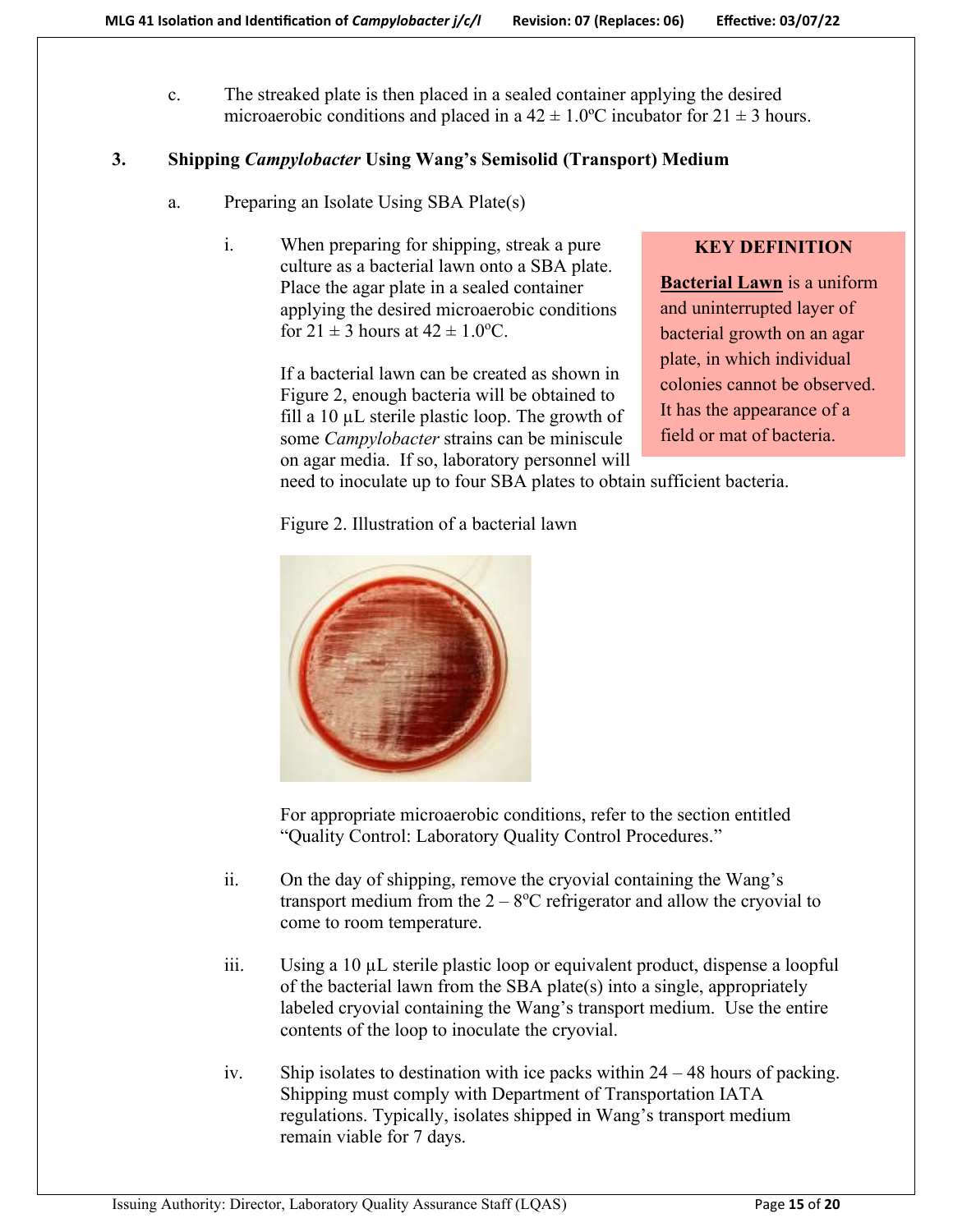c. The streaked plate is then placed in a sealed container applying the desired microaerobic conditions and placed in a 42 ± 1.0ºC incubator for 21 ± 3 hours.

### 3. Shipping *Campylobacter* Using Wang's Semisolid (Transport) Medium

a. Preparing an Isolate Using SBA Plate(s)

i. When preparing for shipping, streak a pure culture as a bacterial lawn onto a SBA plate. Place the agar plate in a sealed container applying the desired microaerobic conditions for 21 ± 3 hours at 42 ± 1.0ºC.

> **KEY DEFINITION**
>
> **Bacterial Lawn** is a uniform and uninterrupted layer of bacterial growth on an agar plate, in which individual colonies cannot be observed. It has the appearance of a field or mat of bacteria.

If a bacterial lawn can be created as shown in Figure 2, enough bacteria will be obtained to fill a 10 µL sterile plastic loop. The growth of some *Campylobacter* strains can be miniscule on agar media. If so, laboratory personnel will need to inoculate up to four SBA plates to obtain sufficient bacteria.

Figure 2. Illustration of a bacterial lawn

For appropriate microaerobic conditions, refer to the section entitled "Quality Control: Laboratory Quality Control Procedures."

ii. On the day of shipping, remove the cryovial containing the Wang's transport medium from the 2 – 8ºC refrigerator and allow the cryovial to come to room temperature.

iii. Using a 10 µL sterile plastic loop or equivalent product, dispense a loopful of the bacterial lawn from the SBA plate(s) into a single, appropriately labeled cryovial containing the Wang's transport medium. Use the entire contents of the loop to inoculate the cryovial.

iv. Ship isolates to destination with ice packs within 24 – 48 hours of packing. Shipping must comply with Department of Transportation IATA regulations. Typically, isolates shipped in Wang's transport medium remain viable for 7 days.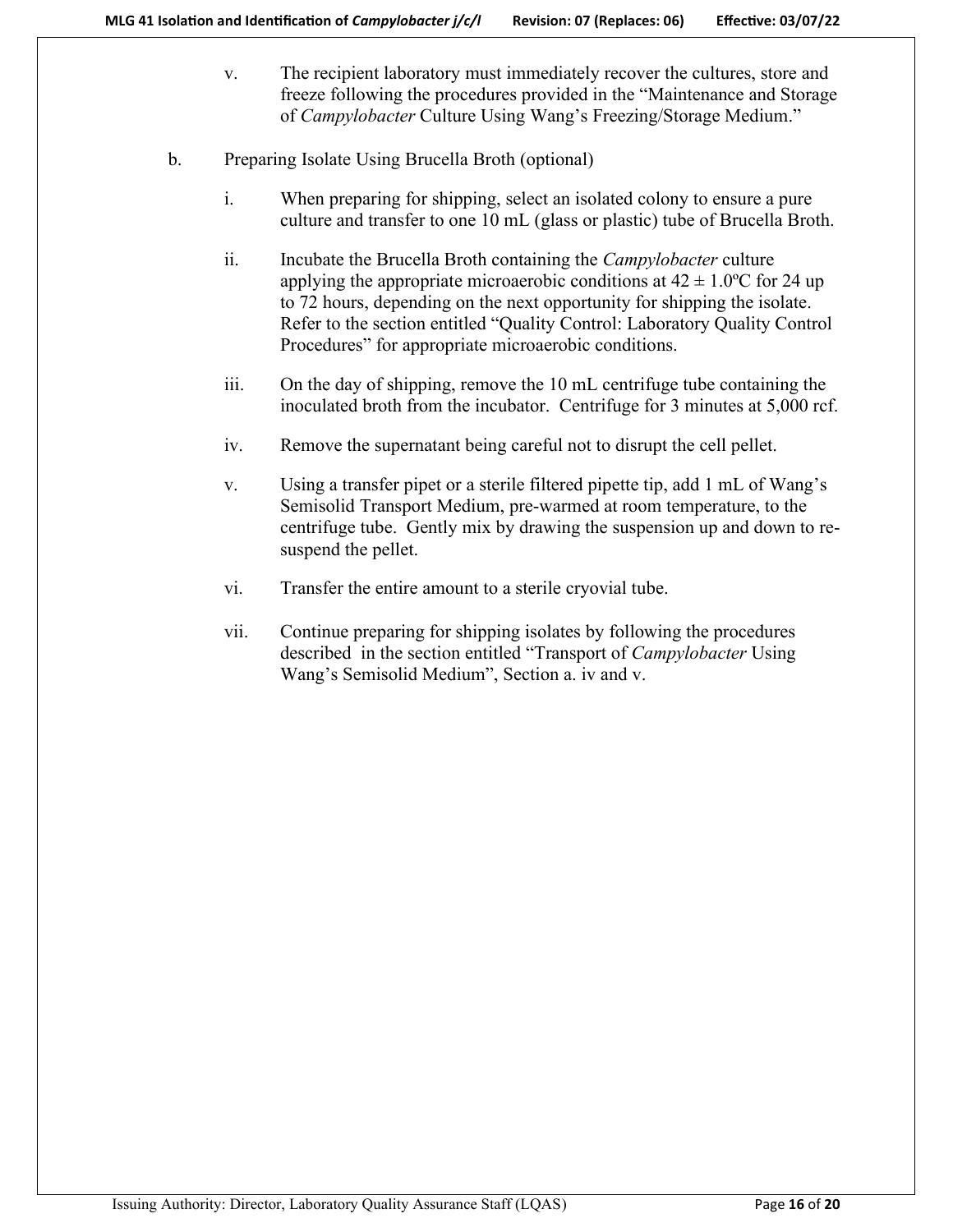v. The recipient laboratory must immediately recover the cultures, store and freeze following the procedures provided in the “Maintenance and Storage of *Campylobacter* Culture Using Wang’s Freezing/Storage Medium.”

b. Preparing Isolate Using Brucella Broth (optional)

i. When preparing for shipping, select an isolated colony to ensure a pure culture and transfer to one 10 mL (glass or plastic) tube of Brucella Broth.

ii. Incubate the Brucella Broth containing the *Campylobacter* culture applying the appropriate microaerobic conditions at $42 \pm 1.0$ºC for 24 up to 72 hours, depending on the next opportunity for shipping the isolate. Refer to the section entitled “Quality Control: Laboratory Quality Control Procedures” for appropriate microaerobic conditions.

iii. On the day of shipping, remove the 10 mL centrifuge tube containing the inoculated broth from the incubator. Centrifuge for 3 minutes at 5,000 rcf.

iv. Remove the supernatant being careful not to disrupt the cell pellet.

v. Using a transfer pipet or a sterile filtered pipette tip, add 1 mL of Wang’s Semisolid Transport Medium, pre-warmed at room temperature, to the centrifuge tube. Gently mix by drawing the suspension up and down to re-suspend the pellet.

vi. Transfer the entire amount to a sterile cryovial tube.

vii. Continue preparing for shipping isolates by following the procedures described in the section entitled “Transport of *Campylobacter* Using Wang’s Semisolid Medium”, Section a. iv and v.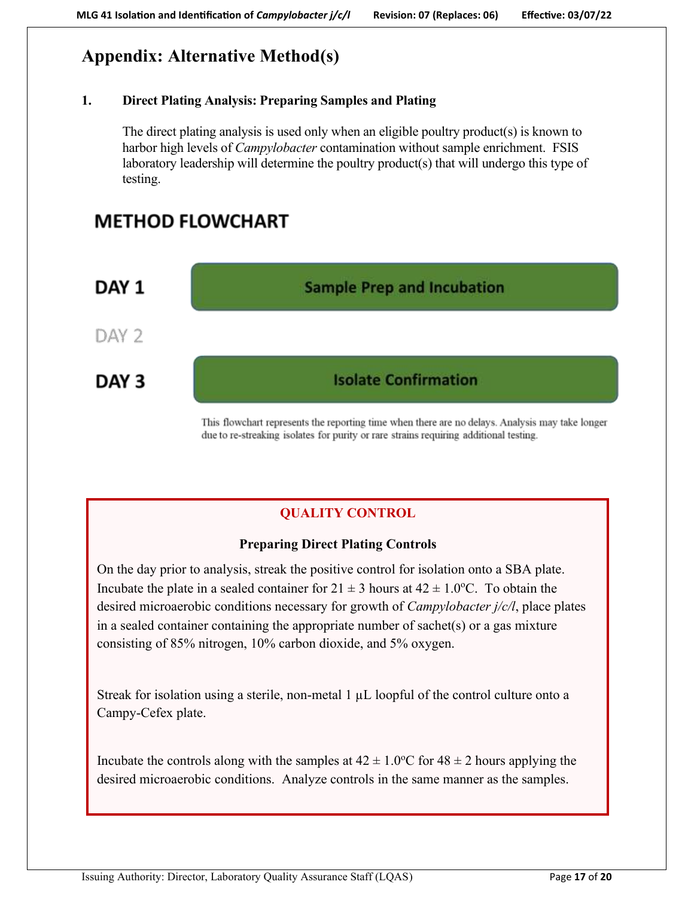# Appendix: Alternative Method(s)

## 1. Direct Plating Analysis: Preparing Samples and Plating

The direct plating analysis is used only when an eligible poultry product(s) is known to harbor high levels of *Campylobacter* contamination without sample enrichment. FSIS laboratory leadership will determine the poultry product(s) that will undergo this type of testing.

### METHOD FLOWCHART

**DAY 1** — Sample Prep and Incubation

DAY 2

**DAY 3** — Isolate Confirmation

This flowchart represents the reporting time when there are no delays. Analysis may take longer due to re-streaking isolates for purity or rare strains requiring additional testing.

> **QUALITY CONTROL**
>
> **Preparing Direct Plating Controls**
>
> On the day prior to analysis, streak the positive control for isolation onto a SBA plate. Incubate the plate in a sealed container for 21 ± 3 hours at 42 ± 1.0°C. To obtain the desired microaerobic conditions necessary for growth of *Campylobacter j/c/l*, place plates in a sealed container containing the appropriate number of sachet(s) or a gas mixture consisting of 85% nitrogen, 10% carbon dioxide, and 5% oxygen.
>
> Streak for isolation using a sterile, non-metal 1 µL loopful of the control culture onto a Campy-Cefex plate.
>
> Incubate the controls along with the samples at 42 ± 1.0°C for 48 ± 2 hours applying the desired microaerobic conditions. Analyze controls in the same manner as the samples.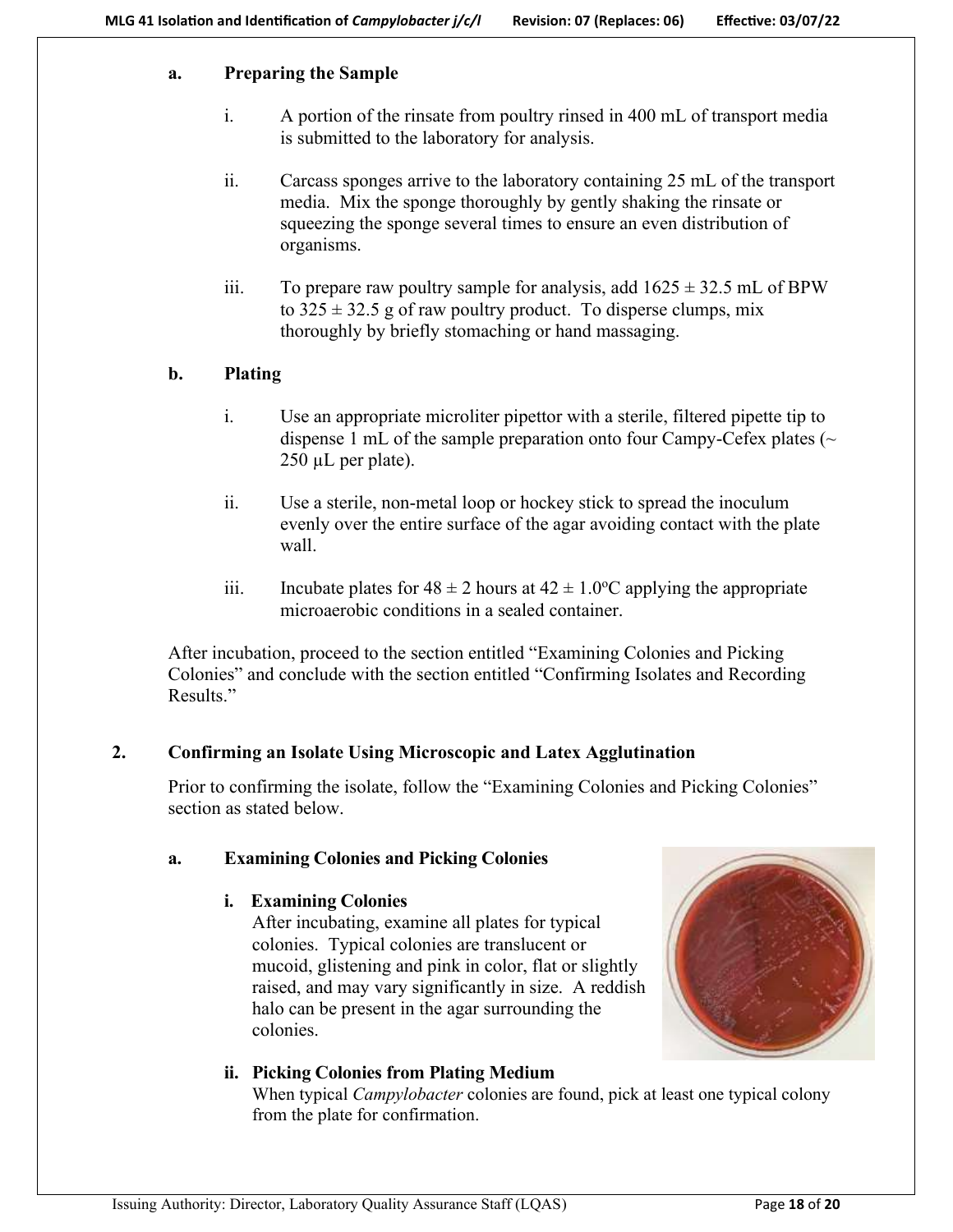### a. Preparing the Sample

i. A portion of the rinsate from poultry rinsed in 400 mL of transport media is submitted to the laboratory for analysis.

ii. Carcass sponges arrive to the laboratory containing 25 mL of the transport media. Mix the sponge thoroughly by gently shaking the rinsate or squeezing the sponge several times to ensure an even distribution of organisms.

iii. To prepare raw poultry sample for analysis, add 1625 ± 32.5 mL of BPW to 325 ± 32.5 g of raw poultry product. To disperse clumps, mix thoroughly by briefly stomaching or hand massaging.

### b. Plating

i. Use an appropriate microliter pipettor with a sterile, filtered pipette tip to dispense 1 mL of the sample preparation onto four Campy-Cefex plates (~ 250 µL per plate).

ii. Use a sterile, non-metal loop or hockey stick to spread the inoculum evenly over the entire surface of the agar avoiding contact with the plate wall.

iii. Incubate plates for 48 ± 2 hours at 42 ± 1.0ºC applying the appropriate microaerobic conditions in a sealed container.

After incubation, proceed to the section entitled "Examining Colonies and Picking Colonies" and conclude with the section entitled "Confirming Isolates and Recording Results."

## 2. Confirming an Isolate Using Microscopic and Latex Agglutination

Prior to confirming the isolate, follow the "Examining Colonies and Picking Colonies" section as stated below.

### a. Examining Colonies and Picking Colonies

**i. Examining Colonies**

After incubating, examine all plates for typical colonies. Typical colonies are translucent or mucoid, glistening and pink in color, flat or slightly raised, and may vary significantly in size. A reddish halo can be present in the agar surrounding the colonies.

**ii. Picking Colonies from Plating Medium**

When typical *Campylobacter* colonies are found, pick at least one typical colony from the plate for confirmation.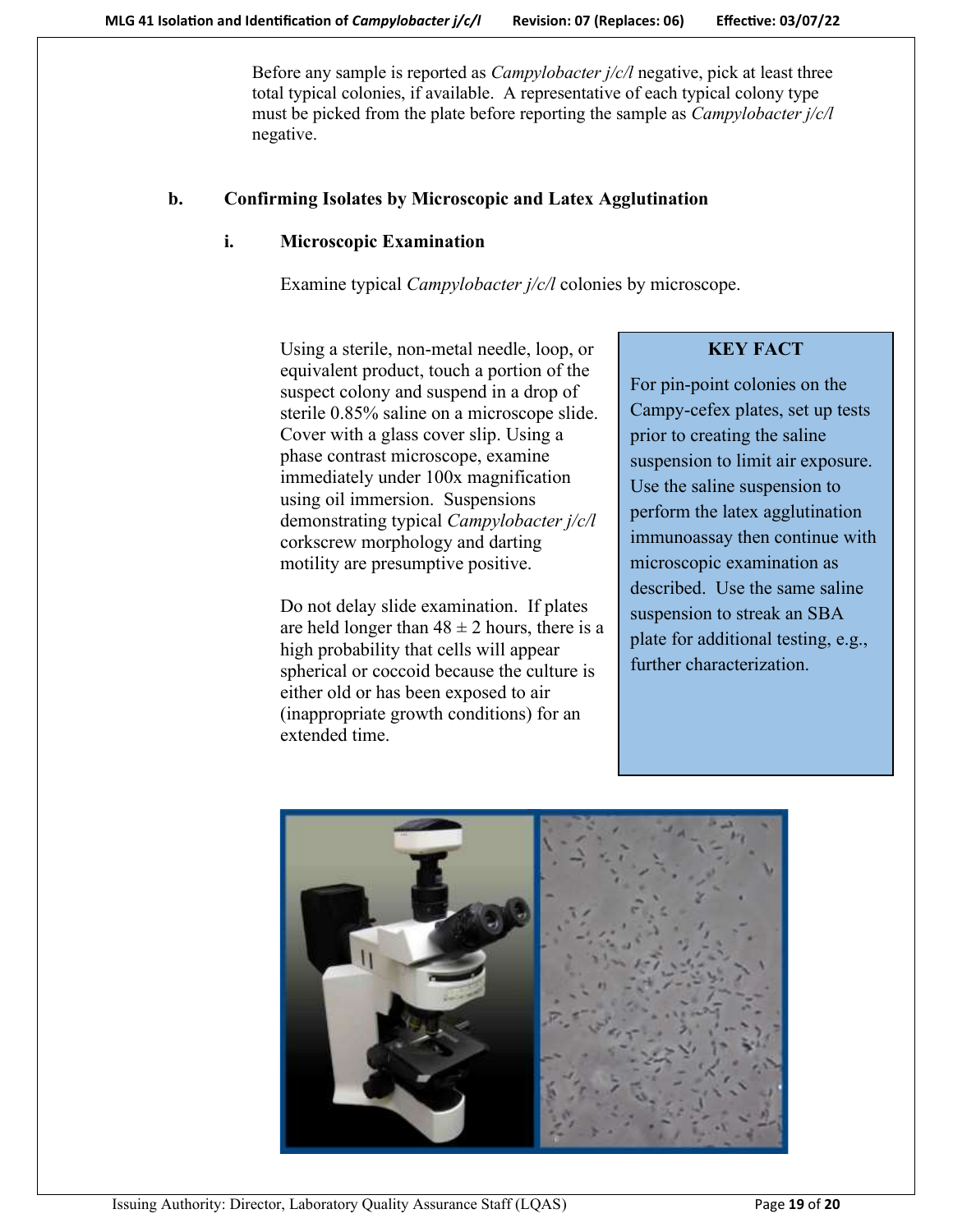Before any sample is reported as *Campylobacter j/c/l* negative, pick at least three total typical colonies, if available. A representative of each typical colony type must be picked from the plate before reporting the sample as *Campylobacter j/c/l* negative.

**b. Confirming Isolates by Microscopic and Latex Agglutination**

**i. Microscopic Examination**

Examine typical *Campylobacter j/c/l* colonies by microscope.

Using a sterile, non-metal needle, loop, or equivalent product, touch a portion of the suspect colony and suspend in a drop of sterile 0.85% saline on a microscope slide. Cover with a glass cover slip. Using a phase contrast microscope, examine immediately under 100x magnification using oil immersion. Suspensions demonstrating typical *Campylobacter j/c/l* corkscrew morphology and darting motility are presumptive positive.

Do not delay slide examination. If plates are held longer than 48 ± 2 hours, there is a high probability that cells will appear spherical or coccoid because the culture is either old or has been exposed to air (inappropriate growth conditions) for an extended time.

> **KEY FACT**
>
> For pin-point colonies on the Campy-cefex plates, set up tests prior to creating the saline suspension to limit air exposure. Use the saline suspension to perform the latex agglutination immunoassay then continue with microscopic examination as described. Use the same saline suspension to streak an SBA plate for additional testing, e.g., further characterization.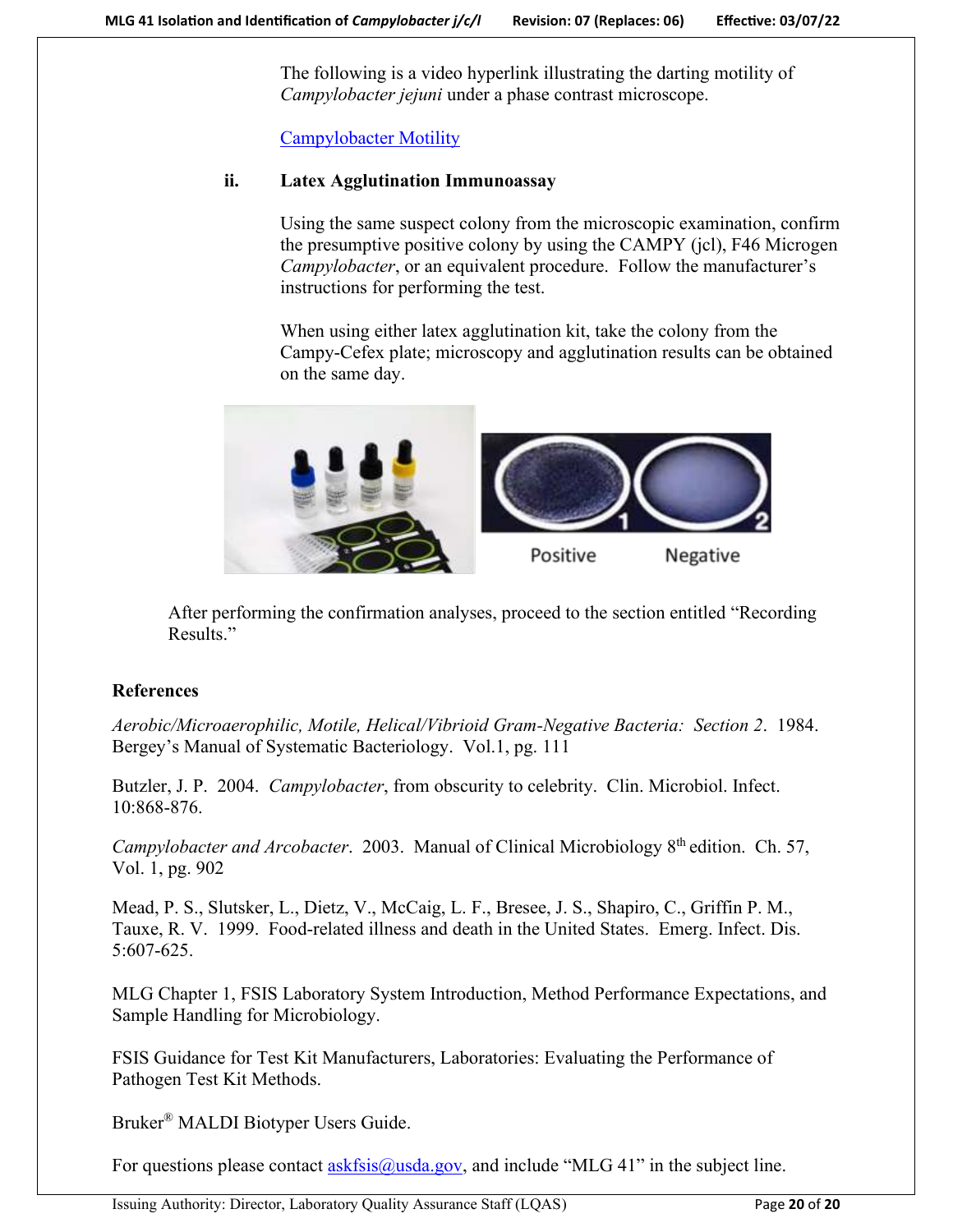The following is a video hyperlink illustrating the darting motility of *Campylobacter jejuni* under a phase contrast microscope.

[Campylobacter Motility]

**ii. Latex Agglutination Immunoassay**

Using the same suspect colony from the microscopic examination, confirm the presumptive positive colony by using the CAMPY (jcl), F46 Microgen *Campylobacter*, or an equivalent procedure. Follow the manufacturer's instructions for performing the test.

When using either latex agglutination kit, take the colony from the Campy-Cefex plate; microscopy and agglutination results can be obtained on the same day.

Positive    Negative

After performing the confirmation analyses, proceed to the section entitled "Recording Results."

**References**

*Aerobic/Microaerophilic, Motile, Helical/Vibrioid Gram-Negative Bacteria: Section 2*. 1984. Bergey's Manual of Systematic Bacteriology. Vol.1, pg. 111

Butzler, J. P. 2004. *Campylobacter*, from obscurity to celebrity. Clin. Microbiol. Infect. 10:868-876.

*Campylobacter and Arcobacter*. 2003. Manual of Clinical Microbiology 8th edition. Ch. 57, Vol. 1, pg. 902

Mead, P. S., Slutsker, L., Dietz, V., McCaig, L. F., Bresee, J. S., Shapiro, C., Griffin P. M., Tauxe, R. V. 1999. Food-related illness and death in the United States. Emerg. Infect. Dis. 5:607-625.

MLG Chapter 1, FSIS Laboratory System Introduction, Method Performance Expectations, and Sample Handling for Microbiology.

FSIS Guidance for Test Kit Manufacturers, Laboratories: Evaluating the Performance of Pathogen Test Kit Methods.

Bruker® MALDI Biotyper Users Guide.

For questions please contact askfsis@usda.gov, and include "MLG 41" in the subject line.